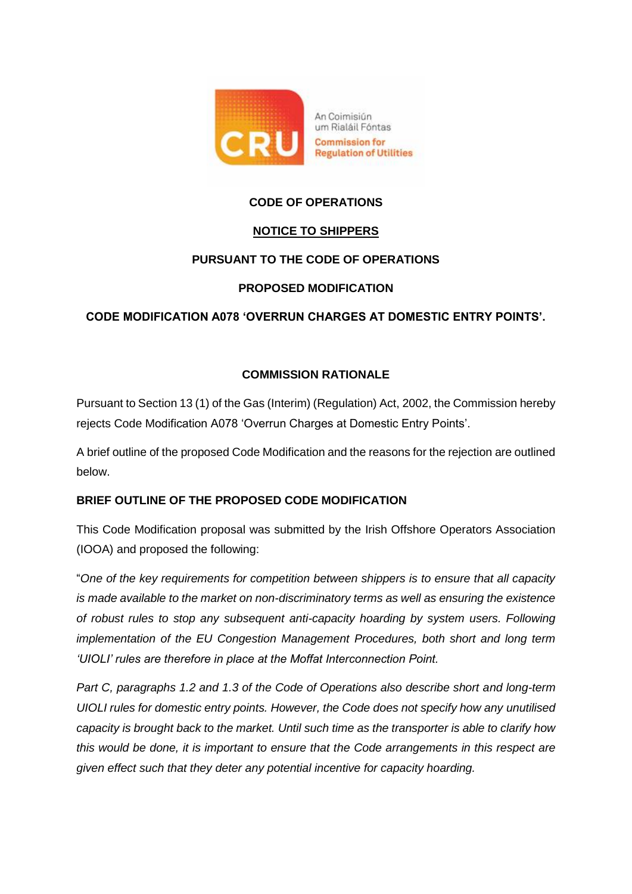An Coimisiún um Rialáil Fóntas
Commission for Regulation of Utilities

**CODE OF OPERATIONS**

**NOTICE TO SHIPPERS**

**PURSUANT TO THE CODE OF OPERATIONS**

**PROPOSED MODIFICATION**

**CODE MODIFICATION A078 'OVERRUN CHARGES AT DOMESTIC ENTRY POINTS'.**

**COMMISSION RATIONALE**

Pursuant to Section 13 (1) of the Gas (Interim) (Regulation) Act, 2002, the Commission hereby rejects Code Modification A078 'Overrun Charges at Domestic Entry Points'.

A brief outline of the proposed Code Modification and the reasons for the rejection are outlined below.

**BRIEF OUTLINE OF THE PROPOSED CODE MODIFICATION**

This Code Modification proposal was submitted by the Irish Offshore Operators Association (IOOA) and proposed the following:

"*One of the key requirements for competition between shippers is to ensure that all capacity is made available to the market on non-discriminatory terms as well as ensuring the existence of robust rules to stop any subsequent anti-capacity hoarding by system users. Following implementation of the EU Congestion Management Procedures, both short and long term 'UIOLI' rules are therefore in place at the Moffat Interconnection Point.*

*Part C, paragraphs 1.2 and 1.3 of the Code of Operations also describe short and long-term UIOLI rules for domestic entry points. However, the Code does not specify how any unutilised capacity is brought back to the market. Until such time as the transporter is able to clarify how this would be done, it is important to ensure that the Code arrangements in this respect are given effect such that they deter any potential incentive for capacity hoarding.*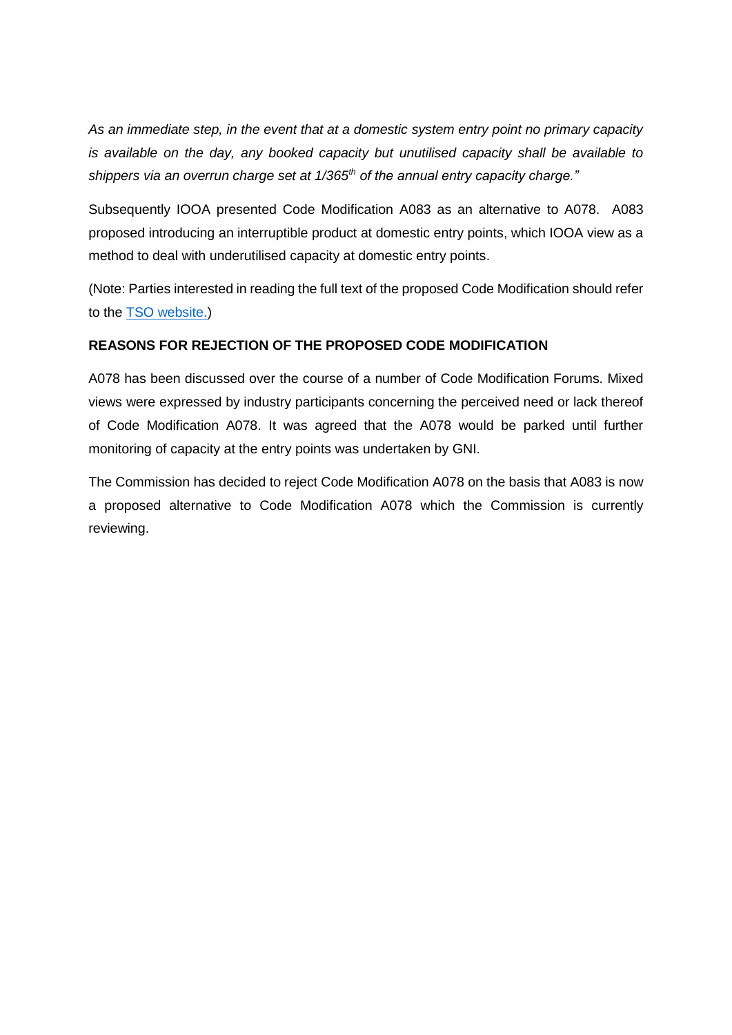*As an immediate step, in the event that at a domestic system entry point no primary capacity is available on the day, any booked capacity but unutilised capacity shall be available to shippers via an overrun charge set at 1/365th of the annual entry capacity charge."*

Subsequently IOOA presented Code Modification A083 as an alternative to A078. A083 proposed introducing an interruptible product at domestic entry points, which IOOA view as a method to deal with underutilised capacity at domestic entry points.

(Note: Parties interested in reading the full text of the proposed Code Modification should refer to the TSO website.)

**REASONS FOR REJECTION OF THE PROPOSED CODE MODIFICATION**

A078 has been discussed over the course of a number of Code Modification Forums. Mixed views were expressed by industry participants concerning the perceived need or lack thereof of Code Modification A078. It was agreed that the A078 would be parked until further monitoring of capacity at the entry points was undertaken by GNI.

The Commission has decided to reject Code Modification A078 on the basis that A083 is now a proposed alternative to Code Modification A078 which the Commission is currently reviewing.